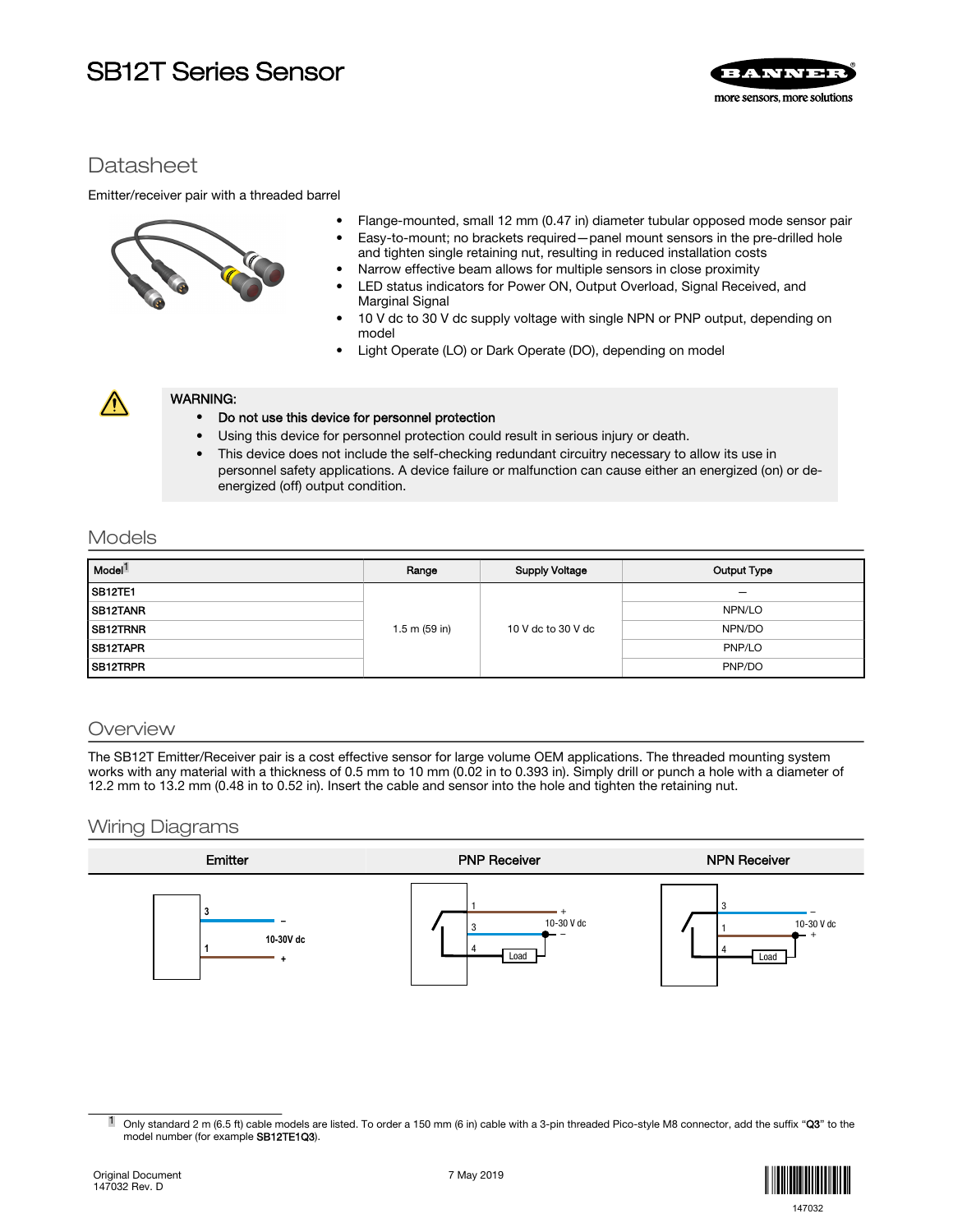# SB12T Series Sensor

## Datasheet

Emitter/receiver pair with a threaded barrel

- Flange-mounted, small 12 mm (0.47 in) diameter tubular opposed mode sensor pair
- Easy-to-mount; no brackets required—panel mount sensors in the pre-drilled hole and tighten single retaining nut, resulting in reduced installation costs
- Narrow effective beam allows for multiple sensors in close proximity
- LED status indicators for Power ON, Output Overload, Signal Received, and Marginal Signal
- 10 V dc to 30 V dc supply voltage with single NPN or PNP output, depending on model
- Light Operate (LO) or Dark Operate (DO), depending on model

**WARNING:**
- **Do not use this device for personnel protection**
- Using this device for personnel protection could result in serious injury or death.
- This device does not include the self-checking redundant circuitry necessary to allow its use in personnel safety applications. A device failure or malfunction can cause either an energized (on) or de-energized (off) output condition.

## Models

| Model[1] | Range | Supply Voltage | Output Type |
|---|---|---|---|
| SB12TE1 | 1.5 m (59 in) | 10 V dc to 30 V dc | — |
| SB12TANR | | | NPN/LO |
| SB12TRNR | | | NPN/DO |
| SB12TAPR | | | PNP/LO |
| SB12TRPR | | | PNP/DO |

## Overview

The SB12T Emitter/Receiver pair is a cost effective sensor for large volume OEM applications. The threaded mounting system works with any material with a thickness of 0.5 mm to 10 mm (0.02 in to 0.393 in). Simply drill or punch a hole with a diameter of 12.2 mm to 13.2 mm (0.48 in to 0.52 in). Insert the cable and sensor into the hole and tighten the retaining nut.

## Wiring Diagrams

| Emitter | PNP Receiver | NPN Receiver |
|---|---|---|
| 3 (–), 1 (+); 10-30V dc | 1 (+), 3 (–), 4 (Load); 10-30 V dc | 3 (–), 1 (+), 4 (Load); 10-30 V dc |

[1] Only standard 2 m (6.5 ft) cable models are listed. To order a 150 mm (6 in) cable with a 3-pin threaded Pico-style M8 connector, add the suffix "**Q3**" to the model number (for example **SB12TE1Q3**).

Original Document
147032 Rev. D

7 May 2019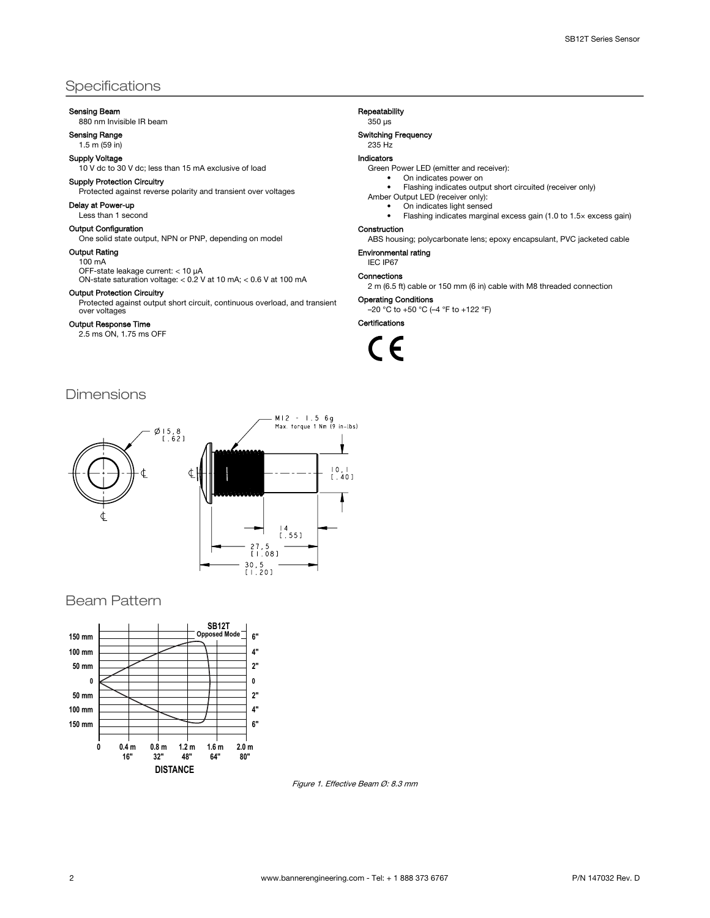## Specifications

**Sensing Beam**
880 nm Invisible IR beam

**Sensing Range**
1.5 m (59 in)

**Supply Voltage**
10 V dc to 30 V dc; less than 15 mA exclusive of load

**Supply Protection Circuitry**
Protected against reverse polarity and transient over voltages

**Delay at Power-up**
Less than 1 second

**Output Configuration**
One solid state output, NPN or PNP, depending on model

**Output Rating**
100 mA
OFF-state leakage current: < 10 µA
ON-state saturation voltage: < 0.2 V at 10 mA; < 0.6 V at 100 mA

**Output Protection Circuitry**
Protected against output short circuit, continuous overload, and transient over voltages

**Output Response Time**
2.5 ms ON, 1.75 ms OFF

**Repeatability**
350 µs

**Switching Frequency**
235 Hz

**Indicators**
Green Power LED (emitter and receiver):
- On indicates power on
- Flashing indicates output short circuited (receiver only)

Amber Output LED (receiver only):
- On indicates light sensed
- Flashing indicates marginal excess gain (1.0 to 1.5× excess gain)

**Construction**
ABS housing; polycarbonate lens; epoxy encapsulant, PVC jacketed cable

**Environmental rating**
IEC IP67

**Connections**
2 m (6.5 ft) cable or 150 mm (6 in) cable with M8 threaded connection

**Operating Conditions**
–20 °C to +50 °C (–4 °F to +122 °F)

**Certifications**

CE

## Dimensions

Ø 15,8 [.62]

M12 - 1.5 6g
Max. torque 1 Nm (9 in-lbs)

10,1 [.40]

14 [.55]

27,5 [1.08]

30,5 [1.20]

## Beam Pattern

SB12T Opposed Mode

DISTANCE

*Figure 1. Effective Beam Ø: 8.3 mm*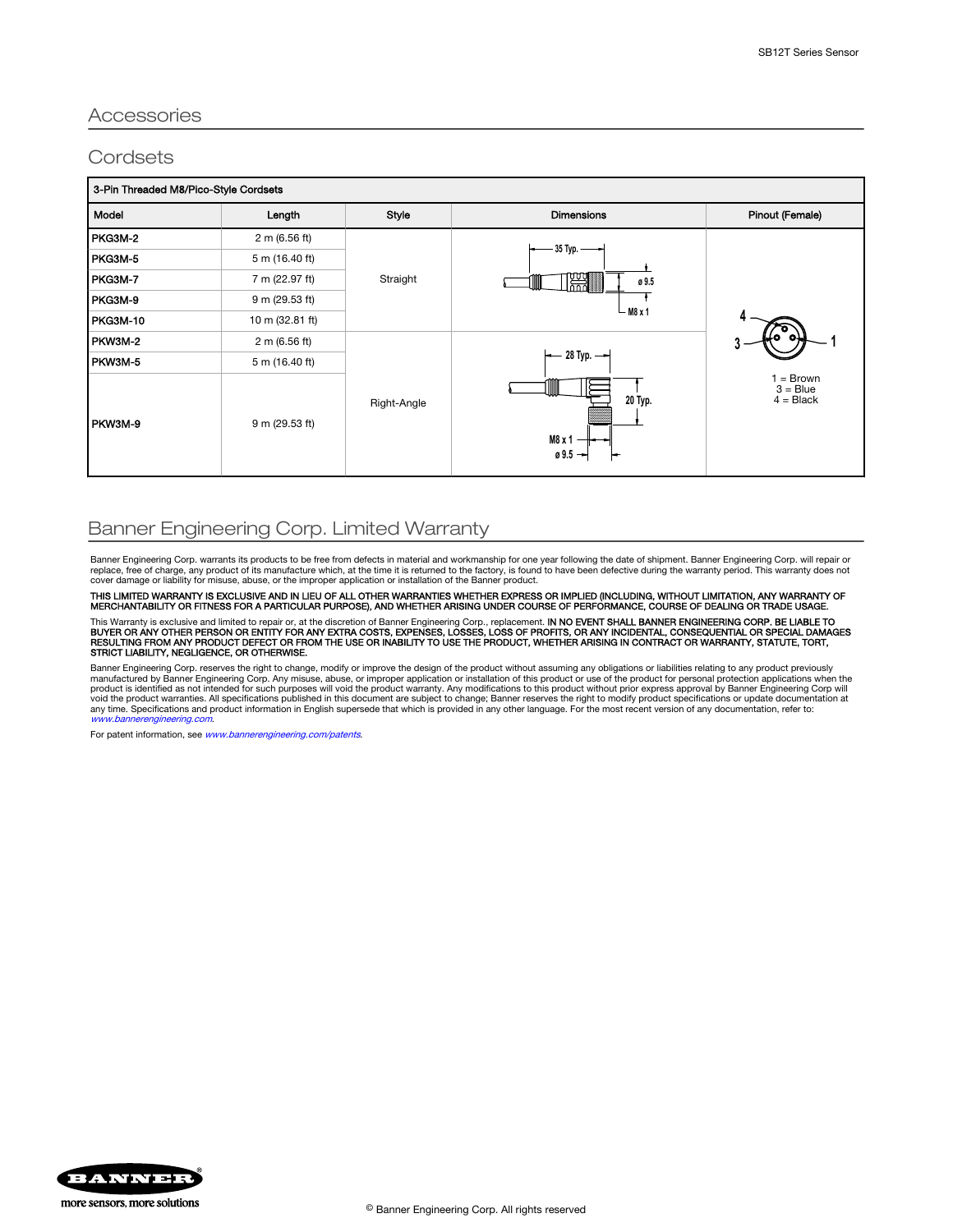## Accessories

### Cordsets

| 3-Pin Threaded M8/Pico-Style Cordsets | | | | |
|---|---|---|---|---|
| **Model** | **Length** | **Style** | **Dimensions** | **Pinout (Female)** |
| PKG3M-2 | 2 m (6.56 ft) | Straight | 35 Typ.; ø 9.5; M8 x 1 | 4, 3, 1<br>1 = Brown<br>3 = Blue<br>4 = Black |
| PKG3M-5 | 5 m (16.40 ft) | | | |
| PKG3M-7 | 7 m (22.97 ft) | | | |
| PKG3M-9 | 9 m (29.53 ft) | | | |
| PKG3M-10 | 10 m (32.81 ft) | | | |
| PKW3M-2 | 2 m (6.56 ft) | Right-Angle | 28 Typ.; 20 Typ.; M8 x 1; ø 9.5 | |
| PKW3M-5 | 5 m (16.40 ft) | | | |
| PKW3M-9 | 9 m (29.53 ft) | | | |

## Banner Engineering Corp. Limited Warranty

Banner Engineering Corp. warrants its products to be free from defects in material and workmanship for one year following the date of shipment. Banner Engineering Corp. will repair or replace, free of charge, any product of its manufacture which, at the time it is returned to the factory, is found to have been defective during the warranty period. This warranty does not cover damage or liability for misuse, abuse, or the improper application or installation of the Banner product.

**THIS LIMITED WARRANTY IS EXCLUSIVE AND IN LIEU OF ALL OTHER WARRANTIES WHETHER EXPRESS OR IMPLIED (INCLUDING, WITHOUT LIMITATION, ANY WARRANTY OF MERCHANTABILITY OR FITNESS FOR A PARTICULAR PURPOSE), AND WHETHER ARISING UNDER COURSE OF PERFORMANCE, COURSE OF DEALING OR TRADE USAGE.**

This Warranty is exclusive and limited to repair or, at the discretion of Banner Engineering Corp., replacement. **IN NO EVENT SHALL BANNER ENGINEERING CORP. BE LIABLE TO BUYER OR ANY OTHER PERSON OR ENTITY FOR ANY EXTRA COSTS, EXPENSES, LOSSES, LOSS OF PROFITS, OR ANY INCIDENTAL, CONSEQUENTIAL OR SPECIAL DAMAGES RESULTING FROM ANY PRODUCT DEFECT OR FROM THE USE OR INABILITY TO USE THE PRODUCT, WHETHER ARISING IN CONTRACT OR WARRANTY, STATUTE, TORT, STRICT LIABILITY, NEGLIGENCE, OR OTHERWISE.**

Banner Engineering Corp. reserves the right to change, modify or improve the design of the product without assuming any obligations or liabilities relating to any product previously manufactured by Banner Engineering Corp. Any misuse, abuse, or improper application or installation of this product or use of the product for personal protection applications when the product is identified as not intended for such purposes will void the product warranty. Any modifications to this product without prior express approval by Banner Engineering Corp will void the product warranties. All specifications published in this document are subject to change; Banner reserves the right to modify product specifications or update documentation at any time. Specifications and product information in English supersede that which is provided in any other language. For the most recent version of any documentation, refer to: *www.bannerengineering.com*.

For patent information, see *www.bannerengineering.com/patents*.

© Banner Engineering Corp. All rights reserved